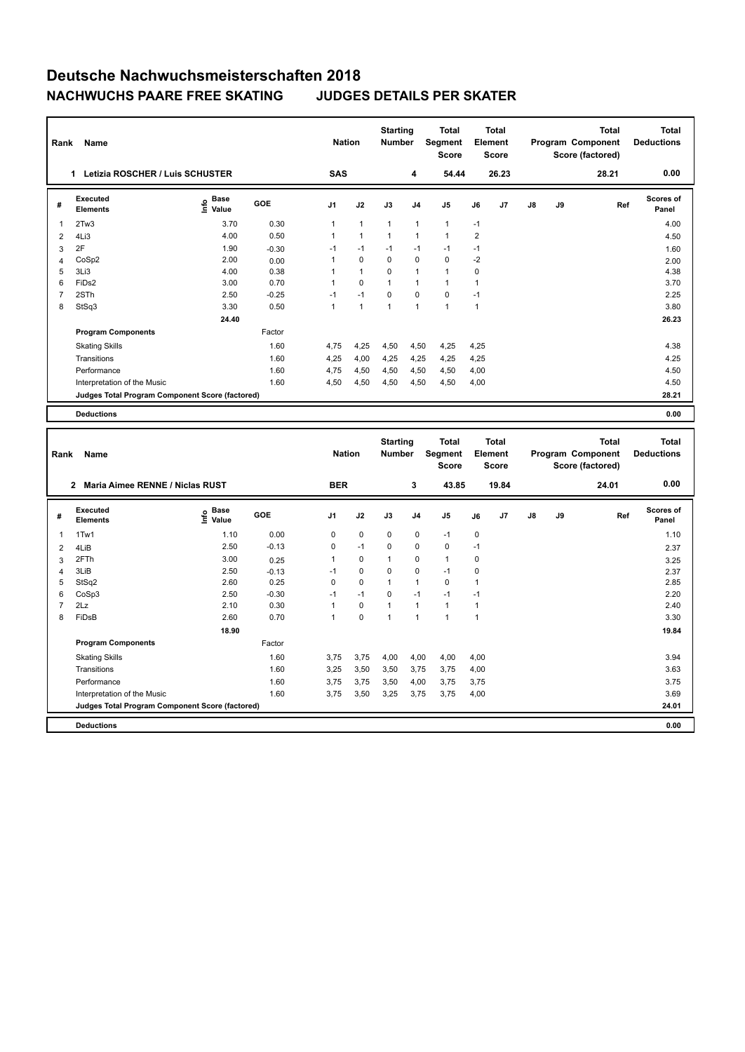# Deutsche Nachwuchsmeisterschaften 2018

## NACHWUCHS PAARE FREE SKATING JUDGES DETAILS PER SKATER

| Rank | Name | Nation | Starting Number | Total Segment Score | Total Element Score | Total Program Component Score (factored) | Total Deductions |
|---|---|---|---|---|---|---|---|
| 1 | Letizia ROSCHER / Luis SCHUSTER | SAS | 4 | 54.44 | 26.23 | 28.21 | 0.00 |

| # | Executed Elements | Info | Base Value | GOE | J1 | J2 | J3 | J4 | J5 | J6 | J7 | J8 | J9 | Ref | Scores of Panel |
|---|---|---|---|---|---|---|---|---|---|---|---|---|---|---|---|
| 1 | 2Tw3 | | 3.70 | 0.30 | 1 | 1 | 1 | 1 | 1 | -1 | | | | | 4.00 |
| 2 | 4Li3 | | 4.00 | 0.50 | 1 | 1 | 1 | 1 | 1 | 2 | | | | | 4.50 |
| 3 | 2F | | 1.90 | -0.30 | -1 | -1 | -1 | -1 | -1 | -1 | | | | | 1.60 |
| 4 | CoSp2 | | 2.00 | 0.00 | 1 | 0 | 0 | 0 | 0 | -2 | | | | | 2.00 |
| 5 | 3Li3 | | 4.00 | 0.38 | 1 | 1 | 0 | 1 | 1 | 0 | | | | | 4.38 |
| 6 | FiDs2 | | 3.00 | 0.70 | 1 | 0 | 1 | 1 | 1 | 1 | | | | | 3.70 |
| 7 | 2STh | | 2.50 | -0.25 | -1 | -1 | 0 | 0 | 0 | -1 | | | | | 2.25 |
| 8 | StSq3 | | 3.30 | 0.50 | 1 | 1 | 1 | 1 | 1 | 1 | | | | | 3.80 |
| | | | 24.40 | | | | | | | | | | | | 26.23 |
| | **Program Components** | | | Factor | | | | | | | | | | | |
| | Skating Skills | | | 1.60 | 4,75 | 4,25 | 4,50 | 4,50 | 4,25 | 4,25 | | | | | 4.38 |
| | Transitions | | | 1.60 | 4,25 | 4,00 | 4,25 | 4,25 | 4,25 | 4,25 | | | | | 4.25 |
| | Performance | | | 1.60 | 4,75 | 4,50 | 4,50 | 4,50 | 4,50 | 4,00 | | | | | 4.50 |
| | Interpretation of the Music | | | 1.60 | 4,50 | 4,50 | 4,50 | 4,50 | 4,50 | 4,00 | | | | | 4.50 |
| | **Judges Total Program Component Score (factored)** | | | | | | | | | | | | | | 28.21 |
| | **Deductions** | | | | | | | | | | | | | | 0.00 |

| Rank | Name | Nation | Starting Number | Total Segment Score | Total Element Score | Total Program Component Score (factored) | Total Deductions |
|---|---|---|---|---|---|---|---|
| 2 | Maria Aimee RENNE / Niclas RUST | BER | 3 | 43.85 | 19.84 | 24.01 | 0.00 |

| # | Executed Elements | Info | Base Value | GOE | J1 | J2 | J3 | J4 | J5 | J6 | J7 | J8 | J9 | Ref | Scores of Panel |
|---|---|---|---|---|---|---|---|---|---|---|---|---|---|---|---|
| 1 | 1Tw1 | | 1.10 | 0.00 | 0 | 0 | 0 | 0 | -1 | 0 | | | | | 1.10 |
| 2 | 4LiB | | 2.50 | -0.13 | 0 | -1 | 0 | 0 | 0 | -1 | | | | | 2.37 |
| 3 | 2FTh | | 3.00 | 0.25 | 1 | 0 | 1 | 0 | 1 | 0 | | | | | 3.25 |
| 4 | 3LiB | | 2.50 | -0.13 | -1 | 0 | 0 | 0 | -1 | 0 | | | | | 2.37 |
| 5 | StSq2 | | 2.60 | 0.25 | 0 | 0 | 1 | 1 | 0 | 1 | | | | | 2.85 |
| 6 | CoSp3 | | 2.50 | -0.30 | -1 | -1 | 0 | -1 | -1 | -1 | | | | | 2.20 |
| 7 | 2Lz | | 2.10 | 0.30 | 1 | 0 | 1 | 1 | 1 | 1 | | | | | 2.40 |
| 8 | FiDsB | | 2.60 | 0.70 | 1 | 0 | 1 | 1 | 1 | 1 | | | | | 3.30 |
| | | | 18.90 | | | | | | | | | | | | 19.84 |
| | **Program Components** | | | Factor | | | | | | | | | | | |
| | Skating Skills | | | 1.60 | 3,75 | 3,75 | 4,00 | 4,00 | 4,00 | 4,00 | | | | | 3.94 |
| | Transitions | | | 1.60 | 3,25 | 3,50 | 3,50 | 3,75 | 3,75 | 4,00 | | | | | 3.63 |
| | Performance | | | 1.60 | 3,75 | 3,75 | 3,50 | 4,00 | 3,75 | 3,75 | | | | | 3.75 |
| | Interpretation of the Music | | | 1.60 | 3,75 | 3,50 | 3,25 | 3,75 | 3,75 | 4,00 | | | | | 3.69 |
| | **Judges Total Program Component Score (factored)** | | | | | | | | | | | | | | 24.01 |
| | **Deductions** | | | | | | | | | | | | | | 0.00 |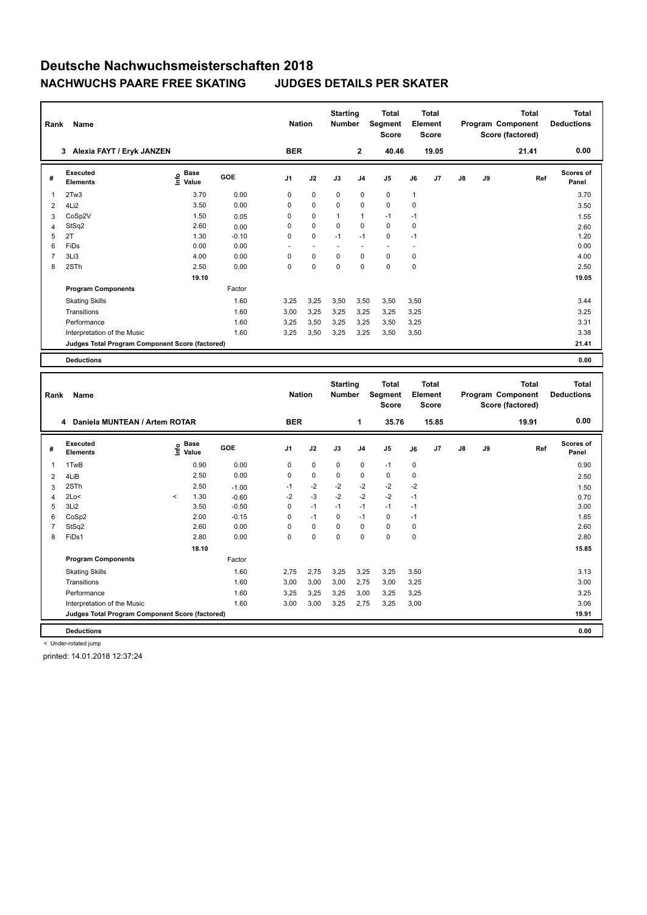# Deutsche Nachwuchsmeisterschaften 2018

## NACHWUCHS PAARE FREE SKATING JUDGES DETAILS PER SKATER

| Rank | Name | Nation | Starting Number | Total Segment Score | Total Element Score | Total Program Component Score (factored) | Total Deductions |
|---|---|---|---|---|---|---|---|
| 3 | Alexia FAYT / Eryk JANZEN | BER | 2 | 40.46 | 19.05 | 21.41 | 0.00 |

| # | Executed Elements | Info | Base Value | GOE | J1 | J2 | J3 | J4 | J5 | J6 | J7 | J8 | J9 | Ref | Scores of Panel |
|---|---|---|---|---|---|---|---|---|---|---|---|---|---|---|---|
| 1 | 2Tw3 | | 3.70 | 0.00 | 0 | 0 | 0 | 0 | 0 | 1 | | | | | 3.70 |
| 2 | 4Li2 | | 3.50 | 0.00 | 0 | 0 | 0 | 0 | 0 | 0 | | | | | 3.50 |
| 3 | CoSp2V | | 1.50 | 0.05 | 0 | 0 | 1 | 1 | -1 | -1 | | | | | 1.55 |
| 4 | StSq2 | | 2.60 | 0.00 | 0 | 0 | 0 | 0 | 0 | 0 | | | | | 2.60 |
| 5 | 2T | | 1.30 | -0.10 | 0 | 0 | -1 | -1 | 0 | -1 | | | | | 1.20 |
| 6 | FiDs | | 0.00 | 0.00 | - | - | - | - | - | - | | | | | 0.00 |
| 7 | 3Li3 | | 4.00 | 0.00 | 0 | 0 | 0 | 0 | 0 | 0 | | | | | 4.00 |
| 8 | 2STh | | 2.50 | 0.00 | 0 | 0 | 0 | 0 | 0 | 0 | | | | | 2.50 |
| | | | 19.10 | | | | | | | | | | | | 19.05 |
| | **Program Components** | | | Factor | | | | | | | | | | | |
| | Skating Skills | | | 1.60 | 3,25 | 3,25 | 3,50 | 3,50 | 3,50 | 3,50 | | | | | 3.44 |
| | Transitions | | | 1.60 | 3,00 | 3,25 | 3,25 | 3,25 | 3,25 | 3,25 | | | | | 3.25 |
| | Performance | | | 1.60 | 3,25 | 3,50 | 3,25 | 3,25 | 3,50 | 3,25 | | | | | 3.31 |
| | Interpretation of the Music | | | 1.60 | 3,25 | 3,50 | 3,25 | 3,25 | 3,50 | 3,50 | | | | | 3.38 |
| | **Judges Total Program Component Score (factored)** | | | | | | | | | | | | | | 21.41 |
| | **Deductions** | | | | | | | | | | | | | | 0.00 |

| Rank | Name | Nation | Starting Number | Total Segment Score | Total Element Score | Total Program Component Score (factored) | Total Deductions |
|---|---|---|---|---|---|---|---|
| 4 | Daniela MUNTEAN / Artem ROTAR | BER | 1 | 35.76 | 15.85 | 19.91 | 0.00 |

| # | Executed Elements | Info | Base Value | GOE | J1 | J2 | J3 | J4 | J5 | J6 | J7 | J8 | J9 | Ref | Scores of Panel |
|---|---|---|---|---|---|---|---|---|---|---|---|---|---|---|---|
| 1 | 1TwB | | 0.90 | 0.00 | 0 | 0 | 0 | 0 | -1 | 0 | | | | | 0.90 |
| 2 | 4LiB | | 2.50 | 0.00 | 0 | 0 | 0 | 0 | 0 | 0 | | | | | 2.50 |
| 3 | 2STh | | 2.50 | -1.00 | -1 | -2 | -2 | -2 | -2 | -2 | | | | | 1.50 |
| 4 | 2Lo< | < | 1.30 | -0.60 | -2 | -3 | -2 | -2 | -2 | -1 | | | | | 0.70 |
| 5 | 3Li2 | | 3.50 | -0.50 | 0 | -1 | -1 | -1 | -1 | -1 | | | | | 3.00 |
| 6 | CoSp2 | | 2.00 | -0.15 | 0 | -1 | 0 | -1 | 0 | -1 | | | | | 1.85 |
| 7 | StSq2 | | 2.60 | 0.00 | 0 | 0 | 0 | 0 | 0 | 0 | | | | | 2.60 |
| 8 | FiDs1 | | 2.80 | 0.00 | 0 | 0 | 0 | 0 | 0 | 0 | | | | | 2.80 |
| | | | 18.10 | | | | | | | | | | | | 15.85 |
| | **Program Components** | | | Factor | | | | | | | | | | | |
| | Skating Skills | | | 1.60 | 2,75 | 2,75 | 3,25 | 3,25 | 3,25 | 3,50 | | | | | 3.13 |
| | Transitions | | | 1.60 | 3,00 | 3,00 | 3,00 | 2,75 | 3,00 | 3,25 | | | | | 3.00 |
| | Performance | | | 1.60 | 3,25 | 3,25 | 3,25 | 3,00 | 3,25 | 3,25 | | | | | 3.25 |
| | Interpretation of the Music | | | 1.60 | 3,00 | 3,00 | 3,25 | 2,75 | 3,25 | 3,00 | | | | | 3.06 |
| | **Judges Total Program Component Score (factored)** | | | | | | | | | | | | | | 19.91 |
| | **Deductions** | | | | | | | | | | | | | | 0.00 |

< Under-rotated jump

printed: 14.01.2018 12:37:24